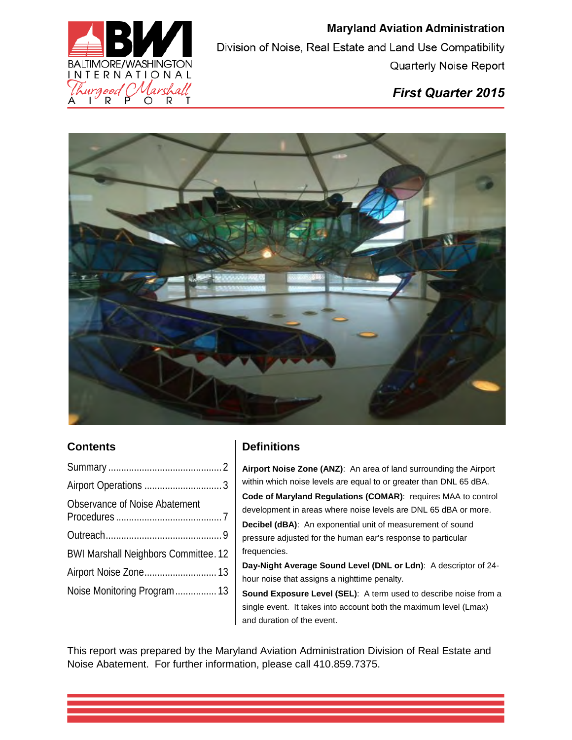**Maryland Aviation Administration**

Division of Noise, Real Estate and Land Use Compatibility

Quarterly Noise Report

# *First Quarter 2015*

## Contents

- Summary ... 2
- Airport Operations ... 3
- Observance of Noise Abatement Procedures ... 7
- Outreach ... 9
- BWI Marshall Neighbors Committee ... 12
- Airport Noise Zone ... 13
- Noise Monitoring Program ... 13

## Definitions

**Airport Noise Zone (ANZ)**: An area of land surrounding the Airport within which noise levels are equal to or greater than DNL 65 dBA.

**Code of Maryland Regulations (COMAR)**: requires MAA to control development in areas where noise levels are DNL 65 dBA or more.

**Decibel (dBA)**: An exponential unit of measurement of sound pressure adjusted for the human ear's response to particular frequencies.

**Day-Night Average Sound Level (DNL or Ldn)**: A descriptor of 24-hour noise that assigns a nighttime penalty.

**Sound Exposure Level (SEL)**: A term used to describe noise from a single event. It takes into account both the maximum level (Lmax) and duration of the event.

This report was prepared by the Maryland Aviation Administration Division of Real Estate and Noise Abatement. For further information, please call 410.859.7375.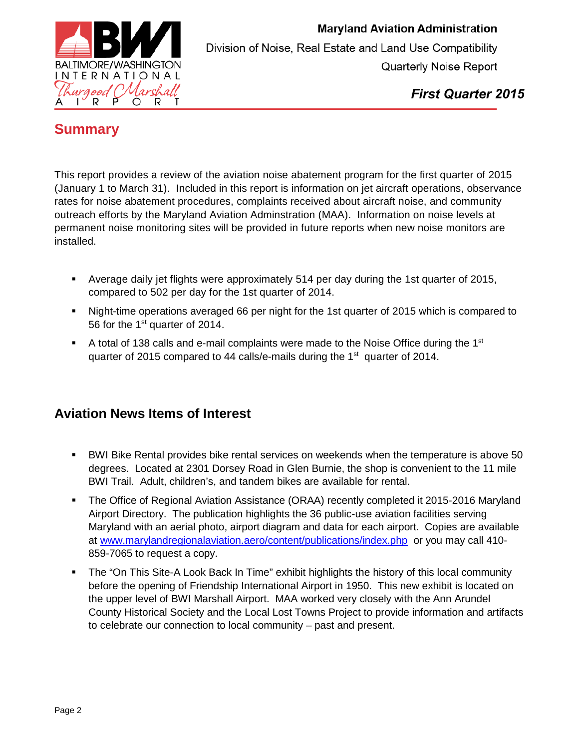Maryland Aviation Administration

Division of Noise, Real Estate and Land Use Compatibility

Quarterly Noise Report

***First Quarter 2015***

## Summary

This report provides a review of the aviation noise abatement program for the first quarter of 2015 (January 1 to March 31). Included in this report is information on jet aircraft operations, observance rates for noise abatement procedures, complaints received about aircraft noise, and community outreach efforts by the Maryland Aviation Adminstration (MAA). Information on noise levels at permanent noise monitoring sites will be provided in future reports when new noise monitors are installed.

- Average daily jet flights were approximately 514 per day during the 1st quarter of 2015, compared to 502 per day for the 1st quarter of 2014.
- Night-time operations averaged 66 per night for the 1st quarter of 2015 which is compared to 56 for the 1st quarter of 2014.
- A total of 138 calls and e-mail complaints were made to the Noise Office during the 1st quarter of 2015 compared to 44 calls/e-mails during the 1st quarter of 2014.

## Aviation News Items of Interest

- BWI Bike Rental provides bike rental services on weekends when the temperature is above 50 degrees. Located at 2301 Dorsey Road in Glen Burnie, the shop is convenient to the 11 mile BWI Trail. Adult, children's, and tandem bikes are available for rental.
- The Office of Regional Aviation Assistance (ORAA) recently completed it 2015-2016 Maryland Airport Directory. The publication highlights the 36 public-use aviation facilities serving Maryland with an aerial photo, airport diagram and data for each airport. Copies are available at [www.marylandregionalaviation.aero/content/publications/index.php](www.marylandregionalaviation.aero/content/publications/index.php) or you may call 410-859-7065 to request a copy.
- The "On This Site-A Look Back In Time" exhibit highlights the history of this local community before the opening of Friendship International Airport in 1950. This new exhibit is located on the upper level of BWI Marshall Airport. MAA worked very closely with the Ann Arundel County Historical Society and the Local Lost Towns Project to provide information and artifacts to celebrate our connection to local community – past and present.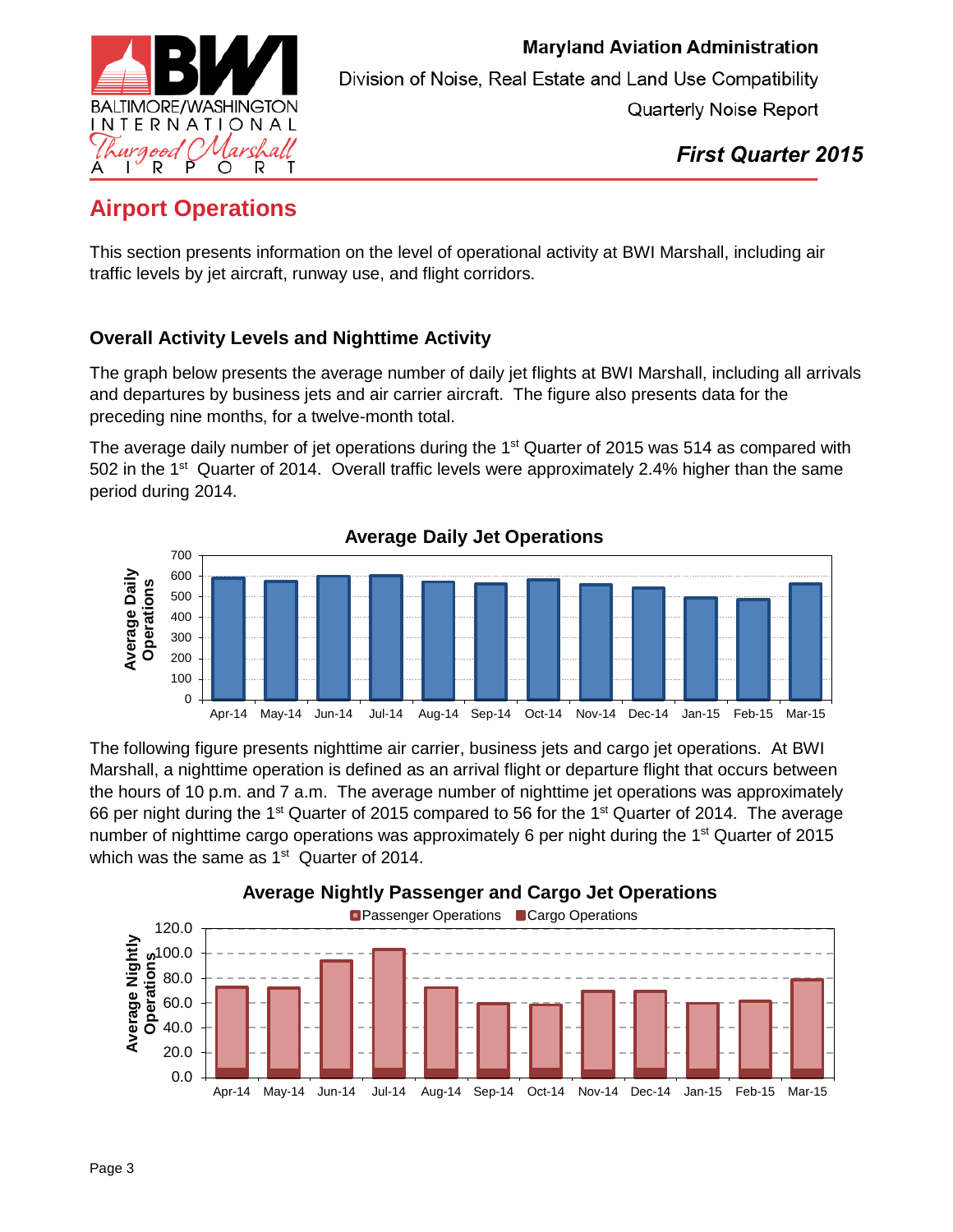## Airport Operations

This section presents information on the level of operational activity at BWI Marshall, including air traffic levels by jet aircraft, runway use, and flight corridors.

### Overall Activity Levels and Nighttime Activity

The graph below presents the average number of daily jet flights at BWI Marshall, including all arrivals and departures by business jets and air carrier aircraft. The figure also presents data for the preceding nine months, for a twelve-month total.

The average daily number of jet operations during the 1st Quarter of 2015 was 514 as compared with 502 in the 1st Quarter of 2014. Overall traffic levels were approximately 2.4% higher than the same period during 2014.

**Average Daily Jet Operations**

The following figure presents nighttime air carrier, business jets and cargo jet operations. At BWI Marshall, a nighttime operation is defined as an arrival flight or departure flight that occurs between the hours of 10 p.m. and 7 a.m. The average number of nighttime jet operations was approximately 66 per night during the 1st Quarter of 2015 compared to 56 for the 1st Quarter of 2014. The average number of nighttime cargo operations was approximately 6 per night during the 1st Quarter of 2015 which was the same as 1st Quarter of 2014.

**Average Nightly Passenger and Cargo Jet Operations**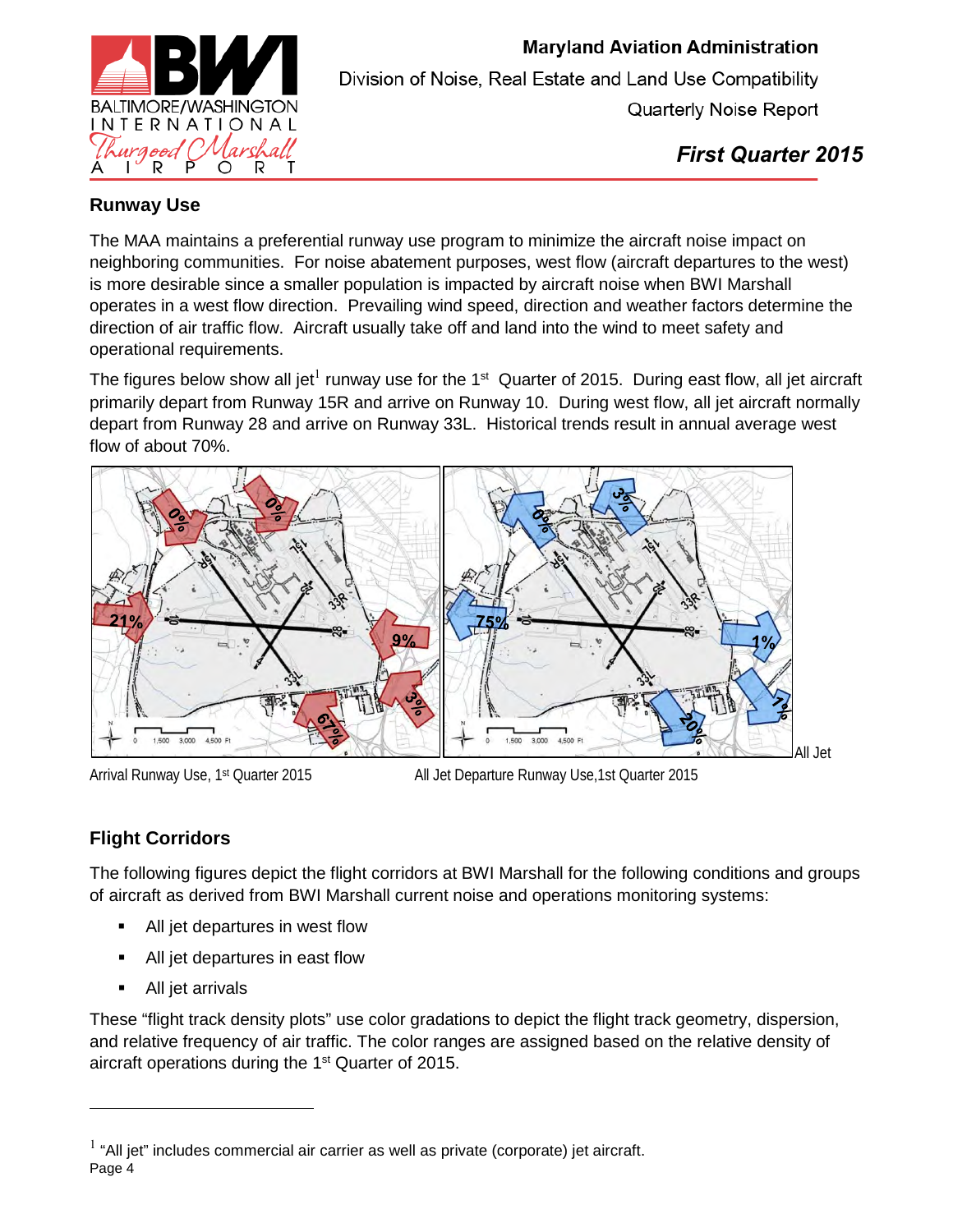## Runway Use

The MAA maintains a preferential runway use program to minimize the aircraft noise impact on neighboring communities. For noise abatement purposes, west flow (aircraft departures to the west) is more desirable since a smaller population is impacted by aircraft noise when BWI Marshall operates in a west flow direction. Prevailing wind speed, direction and weather factors determine the direction of air traffic flow. Aircraft usually take off and land into the wind to meet safety and operational requirements.

The figures below show all jet[1] runway use for the 1st Quarter of 2015. During east flow, all jet aircraft primarily depart from Runway 15R and arrive on Runway 10. During west flow, all jet aircraft normally depart from Runway 28 and arrive on Runway 33L. Historical trends result in annual average west flow of about 70%.

All Jet

Arrival Runway Use, 1st Quarter 2015

All Jet Departure Runway Use,1st Quarter 2015

## Flight Corridors

The following figures depict the flight corridors at BWI Marshall for the following conditions and groups of aircraft as derived from BWI Marshall current noise and operations monitoring systems:

- All jet departures in west flow
- All jet departures in east flow
- All jet arrivals

These "flight track density plots" use color gradations to depict the flight track geometry, dispersion, and relative frequency of air traffic. The color ranges are assigned based on the relative density of aircraft operations during the 1st Quarter of 2015.

[1] "All jet" includes commercial air carrier as well as private (corporate) jet aircraft.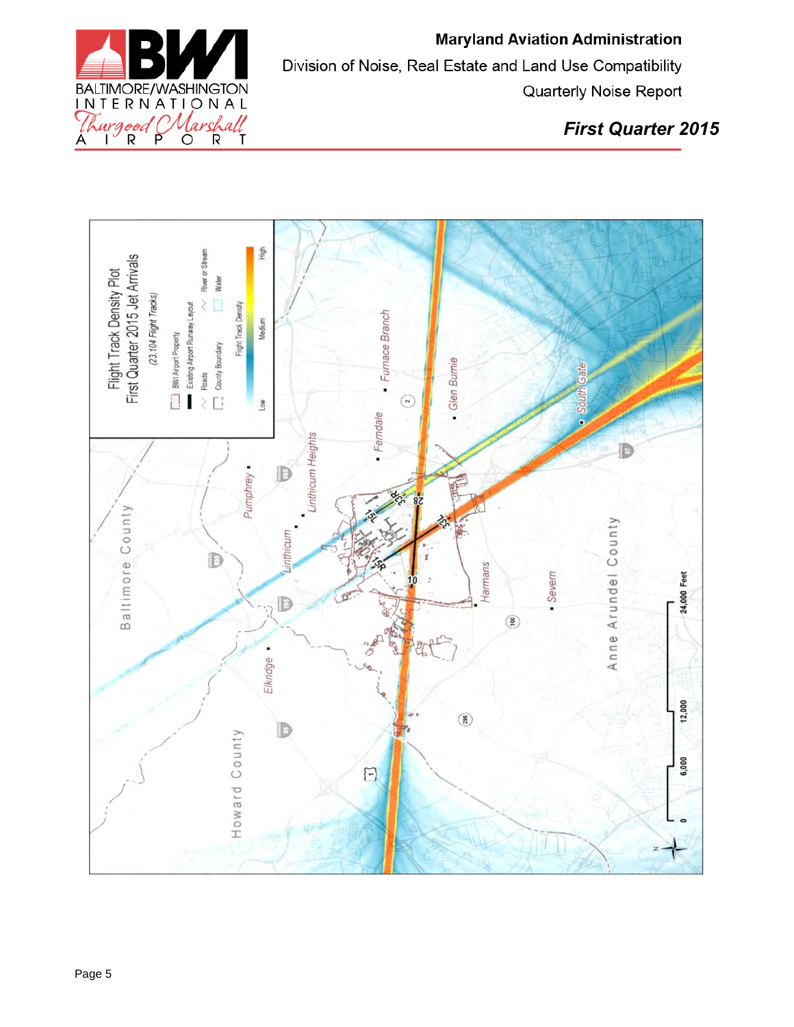Maryland Aviation Administration

Division of Noise, Real Estate and Land Use Compatibility

Quarterly Noise Report

***First Quarter 2015***

Flight Track Density Plot
First Quarter 2015 Jet Arrivals
(23,104 Flight Tracks)

- BWI Airport Property
- Existing Airport Runway Layout
- Roads
- County Boundary
- River or Stream
- Water

Flight Track Density: Low – Medium – High

Baltimore County · Howard County · Anne Arundel County

Pumphrey · Linthicum · Linthicum Heights · Ferndale · Furnace Branch · Glen Burnie · South Gate · Harmans · Severn · Elkridge

15L · 33R · 28 · 15R · 33L · 10

0 · 6,000 · 12,000 · 24,000 Feet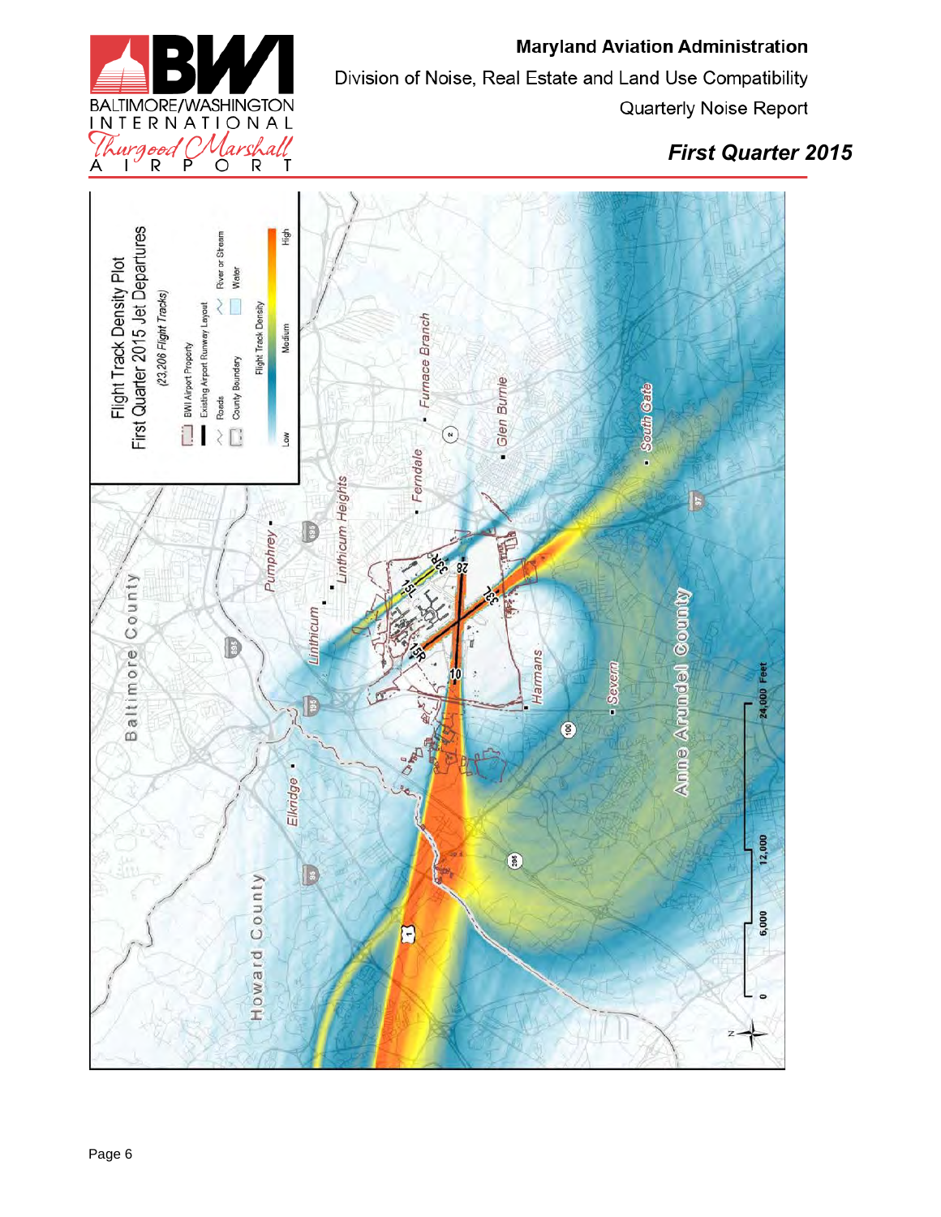Maryland Aviation Administration

Division of Noise, Real Estate and Land Use Compatibility

Quarterly Noise Report

***First Quarter 2015***

Flight Track Density Plot
First Quarter 2015 Jet Departures
*(23,206 Flight Tracks)*

BWI Airport Property
Existing Airport Runway Layout
Roads
County Boundary
River or Stream
Water
Flight Track Density
Low Medium High

Baltimore County
Howard County
Anne Arundel County
Pumphrey
Linthicum Heights
Linthicum
Ferndale
Furnace Branch
Glen Burnie
South Gate
Harmans
Severn
Elkridge

15L 33R 28 15R 33L 10

0 6,000 12,000 24,000 Feet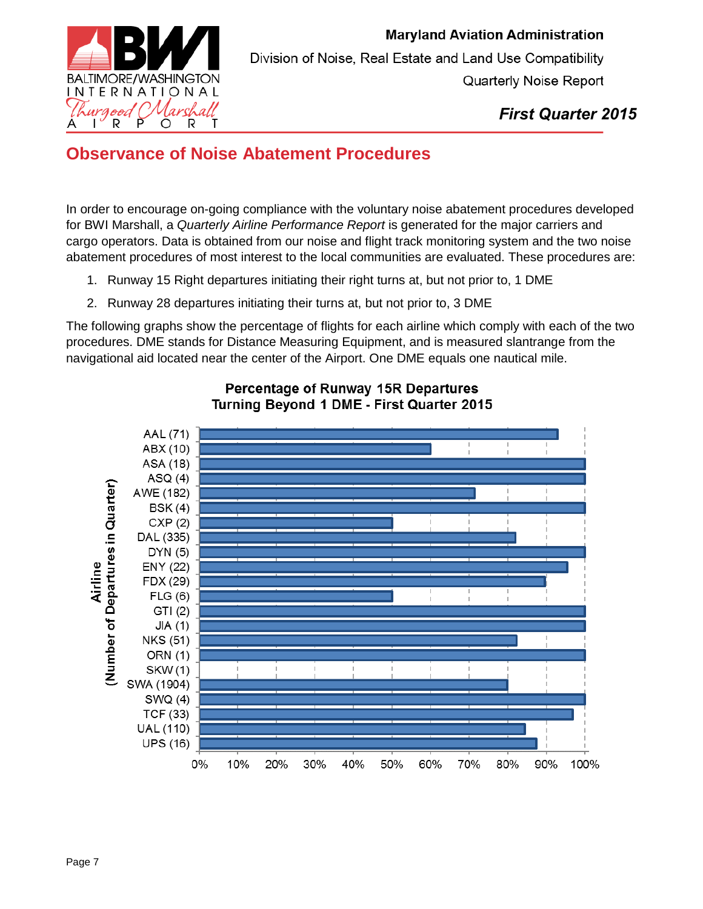## Observance of Noise Abatement Procedures

In order to encourage on-going compliance with the voluntary noise abatement procedures developed for BWI Marshall, a *Quarterly Airline Performance Report* is generated for the major carriers and cargo operators. Data is obtained from our noise and flight track monitoring system and the two noise abatement procedures of most interest to the local communities are evaluated. These procedures are:

1. Runway 15 Right departures initiating their right turns at, but not prior to, 1 DME
2. Runway 28 departures initiating their turns at, but not prior to, 3 DME

The following graphs show the percentage of flights for each airline which comply with each of the two procedures. DME stands for Distance Measuring Equipment, and is measured slantrange from the navigational aid located near the center of the Airport. One DME equals one nautical mile.

**Percentage of Runway 15R Departures Turning Beyond 1 DME - First Quarter 2015**

| Airline (Number of Departures in Quarter) | Percentage (approx.) |
|---|---|
| AAL (71) | 93% |
| ABX (10) | 60% |
| ASA (18) | 100% |
| ASQ (4) | 100% |
| AWE (182) | 71% |
| BSK (4) | 100% |
| CXP (2) | 50% |
| DAL (335) | 82% |
| DYN (5) | 100% |
| ENY (22) | 95% |
| FDX (29) | 90% |
| FLG (6) | 50% |
| GTI (2) | 100% |
| JIA (1) | 100% |
| NKS (51) | 82% |
| ORN (1) | 100% |
| SKW (1) | 0% |
| SWA (1904) | 80% |
| SWQ (4) | 100% |
| TCF (33) | 97% |
| UAL (110) | 84% |
| UPS (16) | 87% |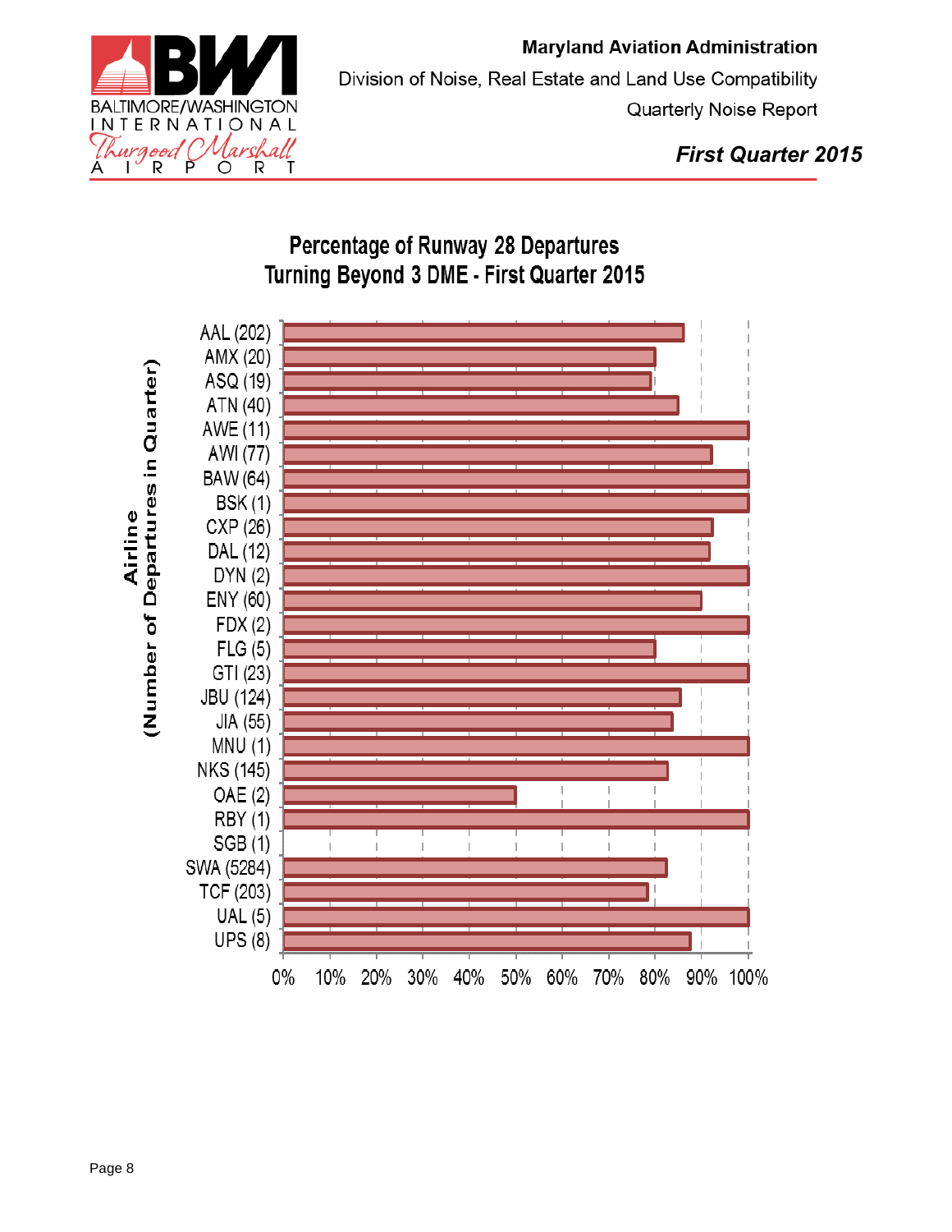Maryland Aviation Administration

Division of Noise, Real Estate and Land Use Compatibility

Quarterly Noise Report

***First Quarter 2015***

## Percentage of Runway 28 Departures Turning Beyond 3 DME - First Quarter 2015

Airline (Number of Departures in Quarter)

- AAL (202)
- AMX (20)
- ASQ (19)
- ATN (40)
- AWE (11)
- AWI (77)
- BAW (64)
- BSK (1)
- CXP (26)
- DAL (12)
- DYN (2)
- ENY (60)
- FDX (2)
- FLG (5)
- GTI (23)
- JBU (124)
- JIA (55)
- MNU (1)
- NKS (145)
- OAE (2)
- RBY (1)
- SGB (1)
- SWA (5284)
- TCF (203)
- UAL (5)
- UPS (8)

0% 10% 20% 30% 40% 50% 60% 70% 80% 90% 100%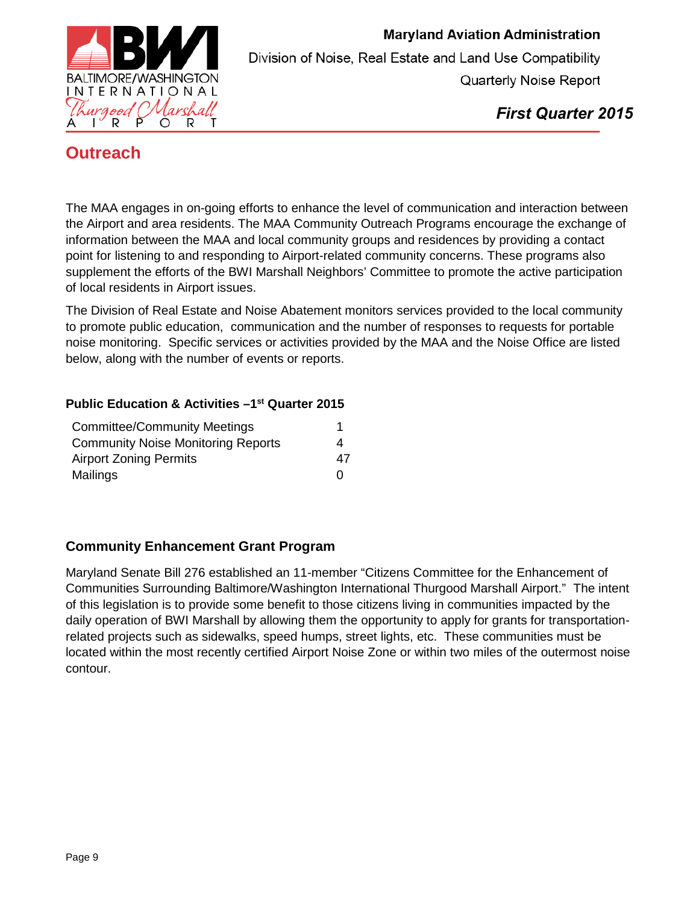## Outreach

The MAA engages in on-going efforts to enhance the level of communication and interaction between the Airport and area residents. The MAA Community Outreach Programs encourage the exchange of information between the MAA and local community groups and residences by providing a contact point for listening to and responding to Airport-related community concerns. These programs also supplement the efforts of the BWI Marshall Neighbors' Committee to promote the active participation of local residents in Airport issues.

The Division of Real Estate and Noise Abatement monitors services provided to the local community to promote public education, communication and the number of responses to requests for portable noise monitoring. Specific services or activities provided by the MAA and the Noise Office are listed below, along with the number of events or reports.

### Public Education & Activities –1st Quarter 2015

| | |
|---|---|
| Committee/Community Meetings | 1 |
| Community Noise Monitoring Reports | 4 |
| Airport Zoning Permits | 47 |
| Mailings | 0 |

### Community Enhancement Grant Program

Maryland Senate Bill 276 established an 11-member "Citizens Committee for the Enhancement of Communities Surrounding Baltimore/Washington International Thurgood Marshall Airport." The intent of this legislation is to provide some benefit to those citizens living in communities impacted by the daily operation of BWI Marshall by allowing them the opportunity to apply for grants for transportation-related projects such as sidewalks, speed humps, street lights, etc. These communities must be located within the most recently certified Airport Noise Zone or within two miles of the outermost noise contour.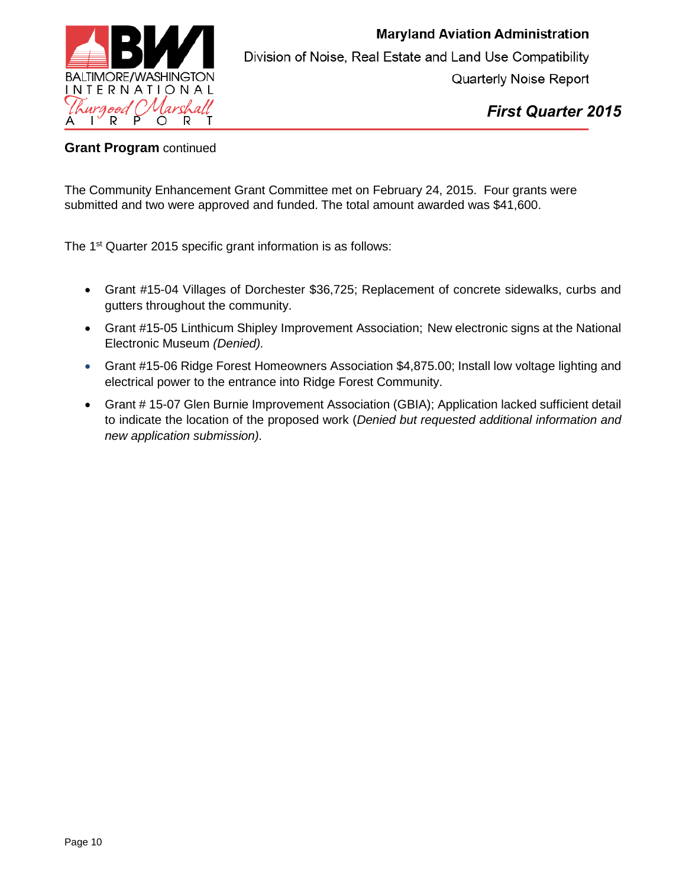**Grant Program** continued

The Community Enhancement Grant Committee met on February 24, 2015. Four grants were submitted and two were approved and funded. The total amount awarded was $41,600.

The 1st Quarter 2015 specific grant information is as follows:

- Grant #15-04 Villages of Dorchester $36,725; Replacement of concrete sidewalks, curbs and gutters throughout the community.
- Grant #15-05 Linthicum Shipley Improvement Association; New electronic signs at the National Electronic Museum *(Denied).*
- Grant #15-06 Ridge Forest Homeowners Association $4,875.00; Install low voltage lighting and electrical power to the entrance into Ridge Forest Community.
- Grant # 15-07 Glen Burnie Improvement Association (GBIA); Application lacked sufficient detail to indicate the location of the proposed work (*Denied but requested additional information and new application submission).*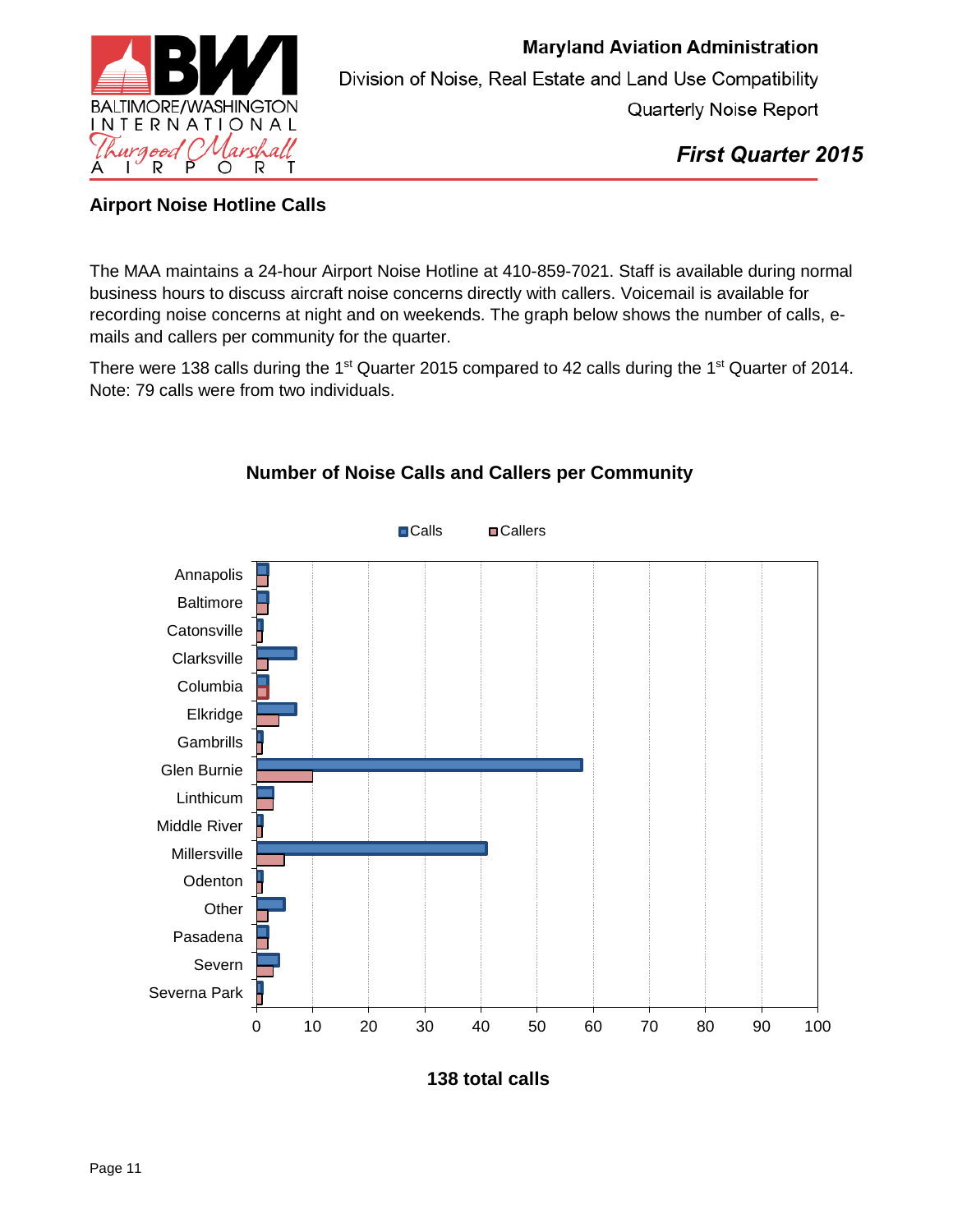## Airport Noise Hotline Calls

The MAA maintains a 24-hour Airport Noise Hotline at 410-859-7021. Staff is available during normal business hours to discuss aircraft noise concerns directly with callers. Voicemail is available for recording noise concerns at night and on weekends. The graph below shows the number of calls, e-mails and callers per community for the quarter.

There were 138 calls during the 1st Quarter 2015 compared to 42 calls during the 1st Quarter of 2014. Note: 79 calls were from two individuals.

### Number of Noise Calls and Callers per Community

| Community | Calls | Callers |
|---|---|---|
| Annapolis | 2 | 2 |
| Baltimore | 2 | 2 |
| Catonsville | 1 | 1 |
| Clarksville | 7 | 2 |
| Columbia | 2 | 2 |
| Elkridge | 7 | 4 |
| Gambrills | 1 | 1 |
| Glen Burnie | 58 | 10 |
| Linthicum | 3 | 3 |
| Middle River | 1 | 1 |
| Millersville | 41 | 5 |
| Odenton | 1 | 1 |
| Other | 5 | 2 |
| Pasadena | 2 | 2 |
| Severn | 4 | 3 |
| Severna Park | 1 | 1 |

**138 total calls**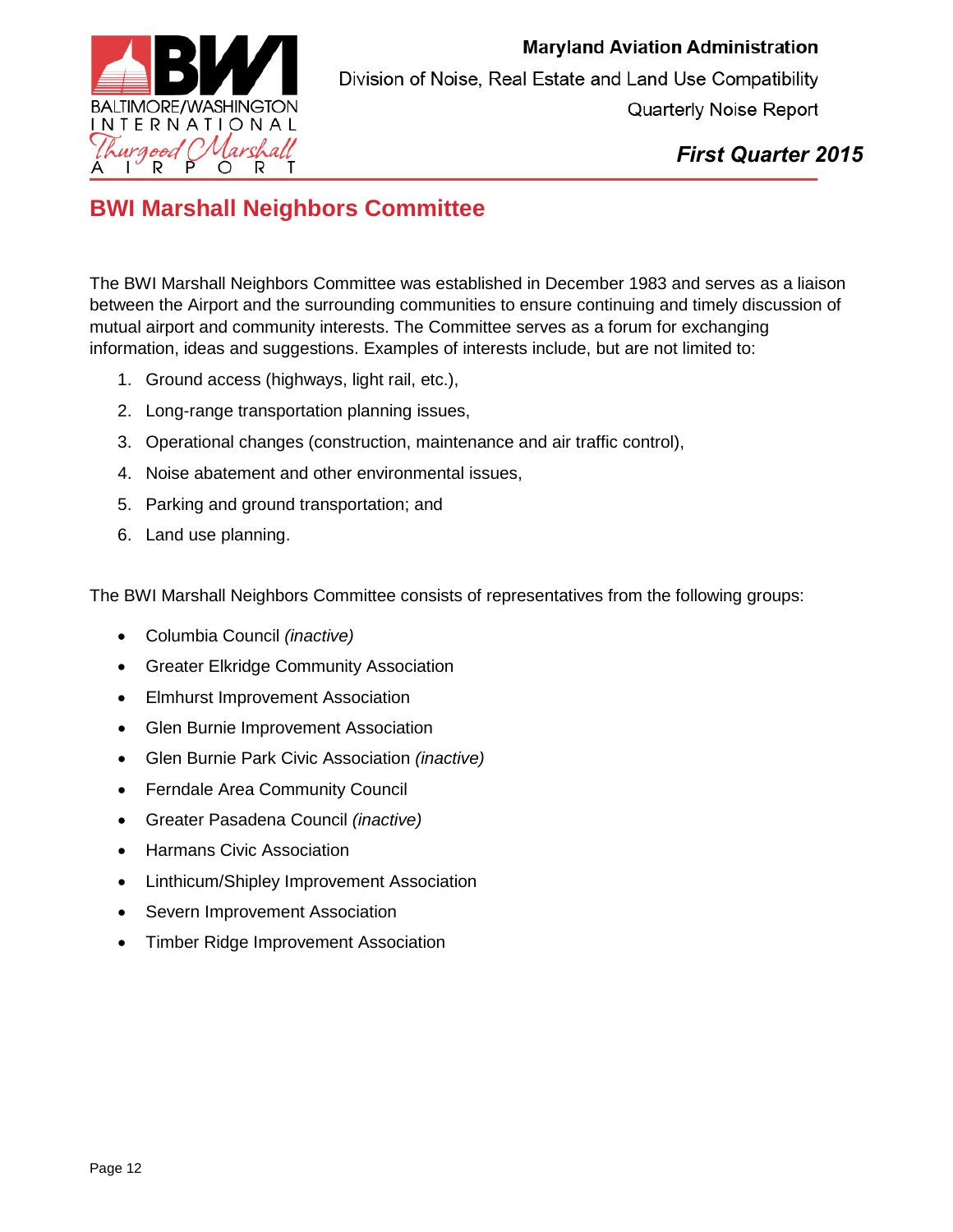## BWI Marshall Neighbors Committee

The BWI Marshall Neighbors Committee was established in December 1983 and serves as a liaison between the Airport and the surrounding communities to ensure continuing and timely discussion of mutual airport and community interests. The Committee serves as a forum for exchanging information, ideas and suggestions. Examples of interests include, but are not limited to:

1. Ground access (highways, light rail, etc.),
2. Long-range transportation planning issues,
3. Operational changes (construction, maintenance and air traffic control),
4. Noise abatement and other environmental issues,
5. Parking and ground transportation; and
6. Land use planning.

The BWI Marshall Neighbors Committee consists of representatives from the following groups:

- Columbia Council *(inactive)*
- Greater Elkridge Community Association
- Elmhurst Improvement Association
- Glen Burnie Improvement Association
- Glen Burnie Park Civic Association *(inactive)*
- Ferndale Area Community Council
- Greater Pasadena Council *(inactive)*
- Harmans Civic Association
- Linthicum/Shipley Improvement Association
- Severn Improvement Association
- Timber Ridge Improvement Association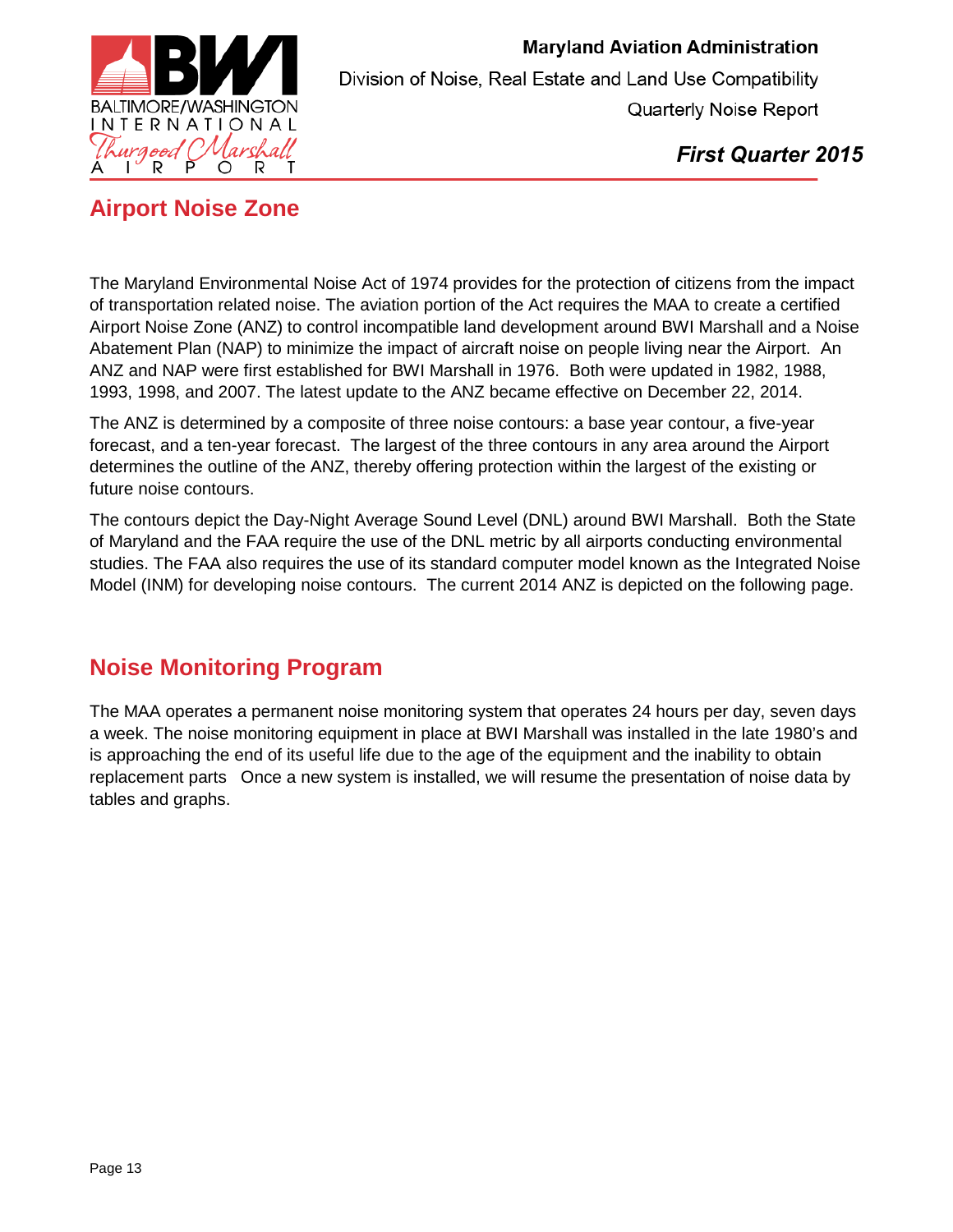## Airport Noise Zone

The Maryland Environmental Noise Act of 1974 provides for the protection of citizens from the impact of transportation related noise. The aviation portion of the Act requires the MAA to create a certified Airport Noise Zone (ANZ) to control incompatible land development around BWI Marshall and a Noise Abatement Plan (NAP) to minimize the impact of aircraft noise on people living near the Airport. An ANZ and NAP were first established for BWI Marshall in 1976. Both were updated in 1982, 1988, 1993, 1998, and 2007. The latest update to the ANZ became effective on December 22, 2014.

The ANZ is determined by a composite of three noise contours: a base year contour, a five-year forecast, and a ten-year forecast. The largest of the three contours in any area around the Airport determines the outline of the ANZ, thereby offering protection within the largest of the existing or future noise contours.

The contours depict the Day-Night Average Sound Level (DNL) around BWI Marshall. Both the State of Maryland and the FAA require the use of the DNL metric by all airports conducting environmental studies. The FAA also requires the use of its standard computer model known as the Integrated Noise Model (INM) for developing noise contours. The current 2014 ANZ is depicted on the following page.

## Noise Monitoring Program

The MAA operates a permanent noise monitoring system that operates 24 hours per day, seven days a week. The noise monitoring equipment in place at BWI Marshall was installed in the late 1980's and is approaching the end of its useful life due to the age of the equipment and the inability to obtain replacement parts Once a new system is installed, we will resume the presentation of noise data by tables and graphs.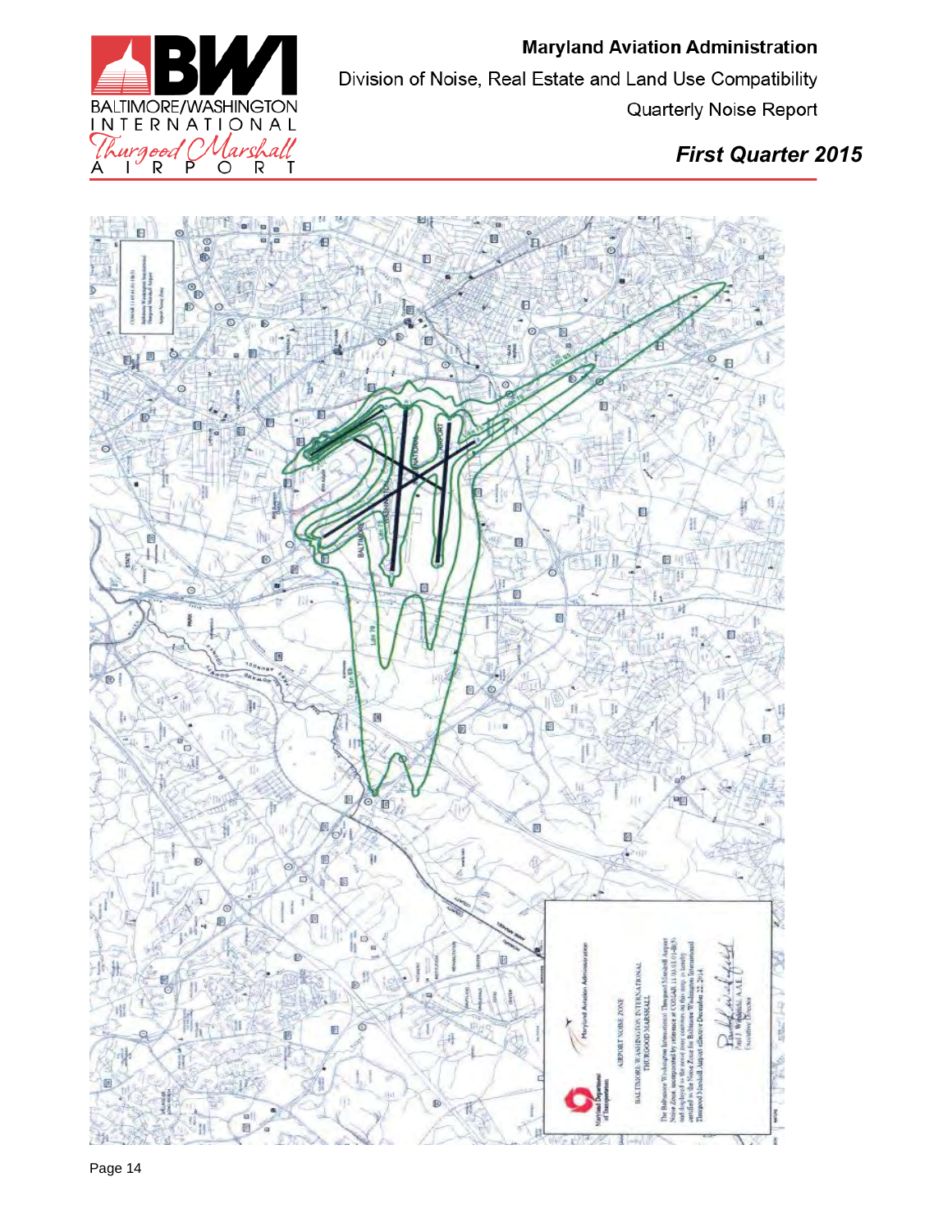Maryland Aviation Administration

Division of Noise, Real Estate and Land Use Compatibility

Quarterly Noise Report

***First Quarter 2015***

Maryland Aviation Administration

AIRPORT NOISE ZONE

BALTIMORE/WASHINGTON INTERNATIONAL THURGOOD MARSHALL

The Baltimore Washington International Thurgood Marshall Airport Noise Zone, incorporated by reference at COMAR 11.03.03.01-.03, and displayed as the noise zone contours on this map, is hereby certified as the Noise Zone for Baltimore Washington International Thurgood Marshall Airport effective December 22, 2014.

Paul J. Wiedefeld, A.A.E.
Executive Director